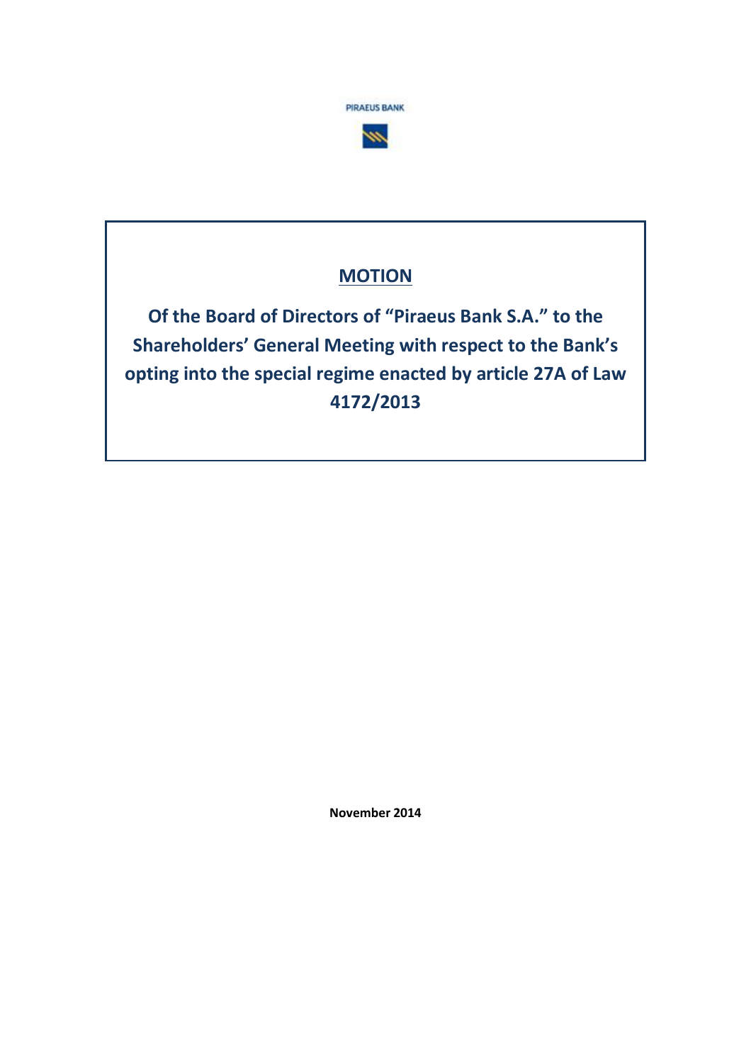PIRAEUS BANK

# MOTION

## Of the Board of Directors of "Piraeus Bank S.A." to the Shareholders' General Meeting with respect to the Bank's opting into the special regime enacted by article 27A of Law 4172/2013

**November 2014**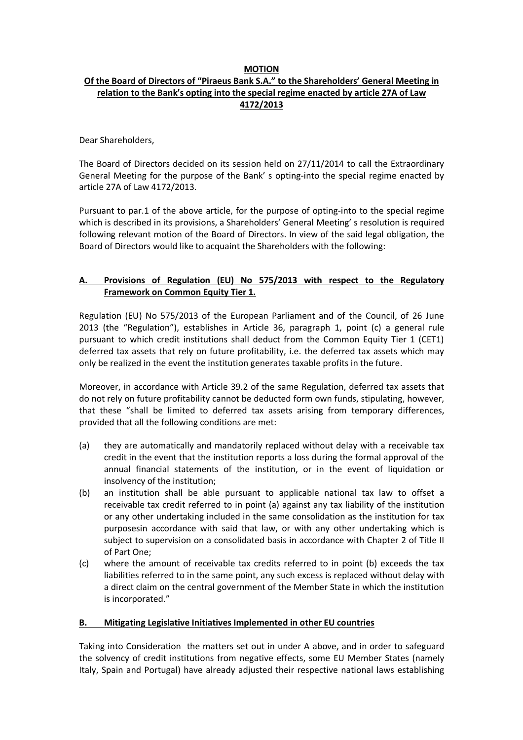**MOTION**

**Of the Board of Directors of "Piraeus Bank S.A." to the Shareholders' General Meeting in relation to the Bank's opting into the special regime enacted by article 27A of Law 4172/2013**

Dear Shareholders,

The Board of Directors decided on its session held on 27/11/2014 to call the Extraordinary General Meeting for the purpose of the Bank' s opting-into the special regime enacted by article 27A of Law 4172/2013.

Pursuant to par.1 of the above article, for the purpose of opting-into to the special regime which is described in its provisions, a Shareholders' General Meeting' s resolution is required following relevant motion of the Board of Directors. In view of the said legal obligation, the Board of Directors would like to acquaint the Shareholders with the following:

## A. Provisions of Regulation (EU) No 575/2013 with respect to the Regulatory Framework on Common Equity Tier 1.

Regulation (EU) No 575/2013 of the European Parliament and of the Council, of 26 June 2013 (the "Regulation"), establishes in Article 36, paragraph 1, point (c) a general rule pursuant to which credit institutions shall deduct from the Common Equity Tier 1 (CET1) deferred tax assets that rely on future profitability, i.e. the deferred tax assets which may only be realized in the event the institution generates taxable profits in the future.

Moreover, in accordance with Article 39.2 of the same Regulation, deferred tax assets that do not rely on future profitability cannot be deducted form own funds, stipulating, however, that these "shall be limited to deferred tax assets arising from temporary differences, provided that all the following conditions are met:

(a) they are automatically and mandatorily replaced without delay with a receivable tax credit in the event that the institution reports a loss during the formal approval of the annual financial statements of the institution, or in the event of liquidation or insolvency of the institution;

(b) an institution shall be able pursuant to applicable national tax law to offset a receivable tax credit referred to in point (a) against any tax liability of the institution or any other undertaking included in the same consolidation as the institution for tax purposesin accordance with said that law, or with any other undertaking which is subject to supervision on a consolidated basis in accordance with Chapter 2 of Title II of Part One;

(c) where the amount of receivable tax credits referred to in point (b) exceeds the tax liabilities referred to in the same point, any such excess is replaced without delay with a direct claim on the central government of the Member State in which the institution is incorporated."

## B. Mitigating Legislative Initiatives Implemented in other EU countries

Taking into Consideration the matters set out in under A above, and in order to safeguard the solvency of credit institutions from negative effects, some EU Member States (namely Italy, Spain and Portugal) have already adjusted their respective national laws establishing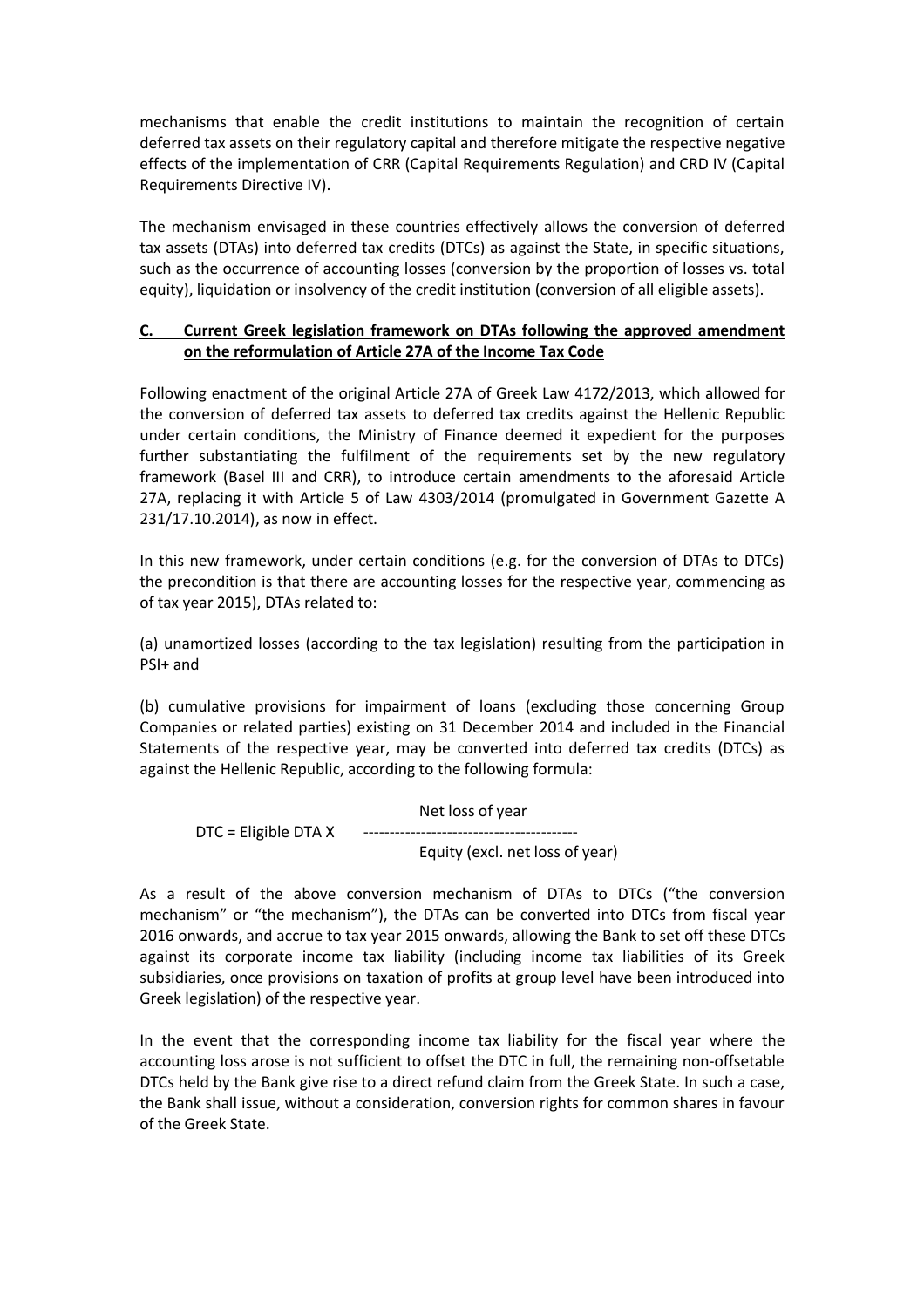mechanisms that enable the credit institutions to maintain the recognition of certain deferred tax assets on their regulatory capital and therefore mitigate the respective negative effects of the implementation of CRR (Capital Requirements Regulation) and CRD IV (Capital Requirements Directive IV).

The mechanism envisaged in these countries effectively allows the conversion of deferred tax assets (DTAs) into deferred tax credits (DTCs) as against the State, in specific situations, such as the occurrence of accounting losses (conversion by the proportion of losses vs. total equity), liquidation or insolvency of the credit institution (conversion of all eligible assets).

## C. Current Greek legislation framework on DTAs following the approved amendment on the reformulation of Article 27A of the Income Tax Code

Following enactment of the original Article 27A of Greek Law 4172/2013, which allowed for the conversion of deferred tax assets to deferred tax credits against the Hellenic Republic under certain conditions, the Ministry of Finance deemed it expedient for the purposes further substantiating the fulfilment of the requirements set by the new regulatory framework (Basel III and CRR), to introduce certain amendments to the aforesaid Article 27A, replacing it with Article 5 of Law 4303/2014 (promulgated in Government Gazette A 231/17.10.2014), as now in effect.

In this new framework, under certain conditions (e.g. for the conversion of DTAs to DTCs) the precondition is that there are accounting losses for the respective year, commencing as of tax year 2015), DTAs related to:

(a) unamortized losses (according to the tax legislation) resulting from the participation in PSI+ and

(b) cumulative provisions for impairment of loans (excluding those concerning Group Companies or related parties) existing on 31 December 2014 and included in the Financial Statements of the respective year, may be converted into deferred tax credits (DTCs) as against the Hellenic Republic, according to the following formula:

$$\text{DTC} = \text{Eligible DTA} \times \frac{\text{Net loss of year}}{\text{Equity (excl. net loss of year)}}$$

As a result of the above conversion mechanism of DTAs to DTCs ("the conversion mechanism" or "the mechanism"), the DTAs can be converted into DTCs from fiscal year 2016 onwards, and accrue to tax year 2015 onwards, allowing the Bank to set off these DTCs against its corporate income tax liability (including income tax liabilities of its Greek subsidiaries, once provisions on taxation of profits at group level have been introduced into Greek legislation) of the respective year.

In the event that the corresponding income tax liability for the fiscal year where the accounting loss arose is not sufficient to offset the DTC in full, the remaining non-offsetable DTCs held by the Bank give rise to a direct refund claim from the Greek State. In such a case, the Bank shall issue, without a consideration, conversion rights for common shares in favour of the Greek State.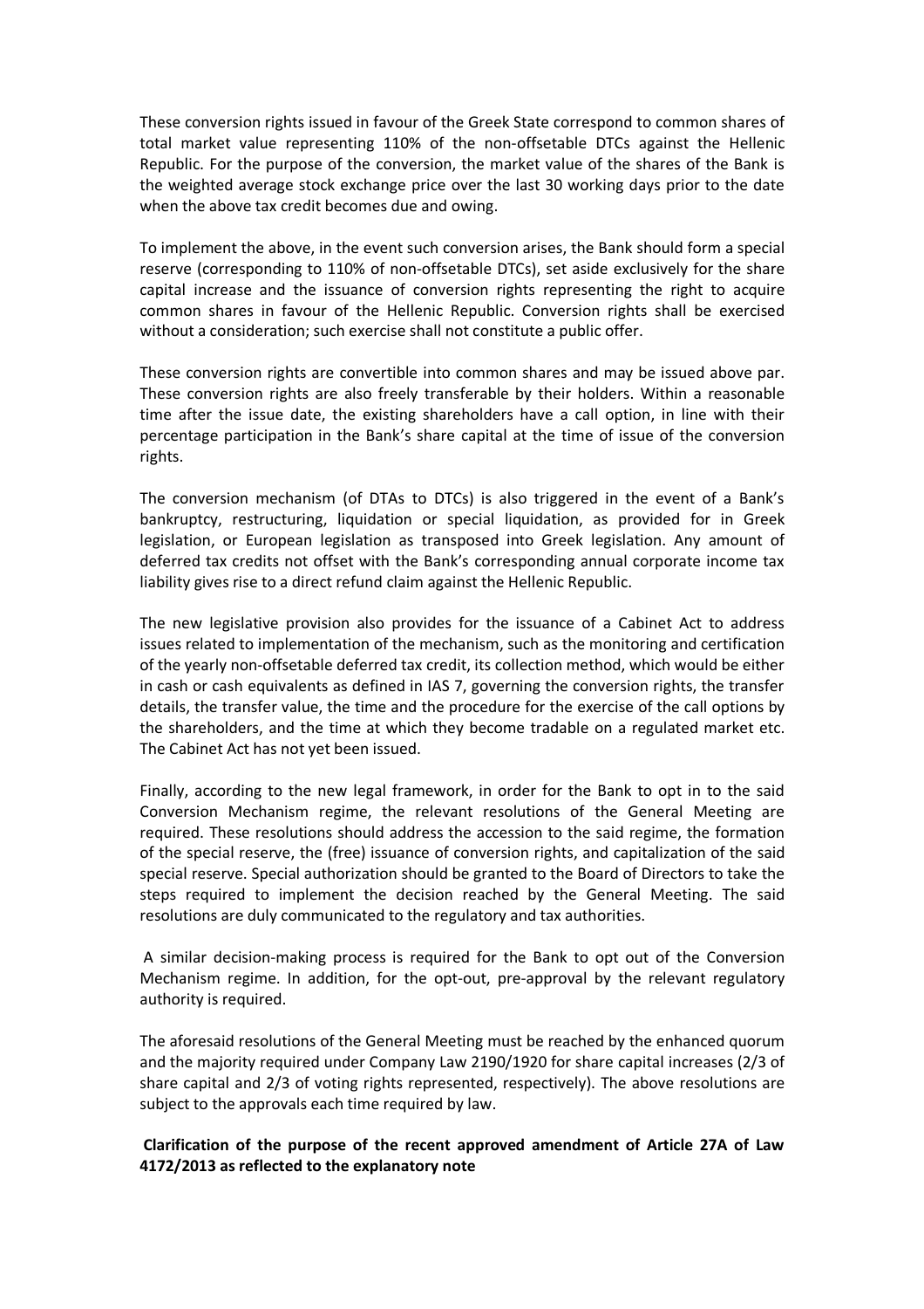These conversion rights issued in favour of the Greek State correspond to common shares of total market value representing 110% of the non-offsetable DTCs against the Hellenic Republic. For the purpose of the conversion, the market value of the shares of the Bank is the weighted average stock exchange price over the last 30 working days prior to the date when the above tax credit becomes due and owing.

To implement the above, in the event such conversion arises, the Bank should form a special reserve (corresponding to 110% of non-offsetable DTCs), set aside exclusively for the share capital increase and the issuance of conversion rights representing the right to acquire common shares in favour of the Hellenic Republic. Conversion rights shall be exercised without a consideration; such exercise shall not constitute a public offer.

These conversion rights are convertible into common shares and may be issued above par. These conversion rights are also freely transferable by their holders. Within a reasonable time after the issue date, the existing shareholders have a call option, in line with their percentage participation in the Bank's share capital at the time of issue of the conversion rights.

The conversion mechanism (of DTAs to DTCs) is also triggered in the event of a Bank's bankruptcy, restructuring, liquidation or special liquidation, as provided for in Greek legislation, or European legislation as transposed into Greek legislation. Any amount of deferred tax credits not offset with the Bank's corresponding annual corporate income tax liability gives rise to a direct refund claim against the Hellenic Republic.

The new legislative provision also provides for the issuance of a Cabinet Act to address issues related to implementation of the mechanism, such as the monitoring and certification of the yearly non-offsetable deferred tax credit, its collection method, which would be either in cash or cash equivalents as defined in IAS 7, governing the conversion rights, the transfer details, the transfer value, the time and the procedure for the exercise of the call options by the shareholders, and the time at which they become tradable on a regulated market etc. The Cabinet Act has not yet been issued.

Finally, according to the new legal framework, in order for the Bank to opt in to the said Conversion Mechanism regime, the relevant resolutions of the General Meeting are required. These resolutions should address the accession to the said regime, the formation of the special reserve, the (free) issuance of conversion rights, and capitalization of the said special reserve. Special authorization should be granted to the Board of Directors to take the steps required to implement the decision reached by the General Meeting. The said resolutions are duly communicated to the regulatory and tax authorities.

A similar decision-making process is required for the Bank to opt out of the Conversion Mechanism regime. In addition, for the opt-out, pre-approval by the relevant regulatory authority is required.

The aforesaid resolutions of the General Meeting must be reached by the enhanced quorum and the majority required under Company Law 2190/1920 for share capital increases (2/3 of share capital and 2/3 of voting rights represented, respectively). The above resolutions are subject to the approvals each time required by law.

**Clarification of the purpose of the recent approved amendment of Article 27A of Law 4172/2013 as reflected to the explanatory note**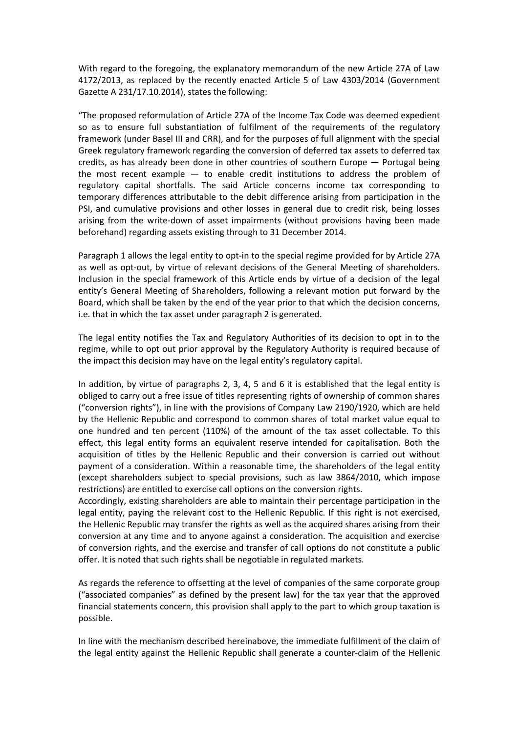With regard to the foregoing, the explanatory memorandum of the new Article 27A of Law 4172/2013, as replaced by the recently enacted Article 5 of Law 4303/2014 (Government Gazette A 231/17.10.2014), states the following:

"The proposed reformulation of Article 27A of the Income Tax Code was deemed expedient so as to ensure full substantiation of fulfilment of the requirements of the regulatory framework (under Basel III and CRR), and for the purposes of full alignment with the special Greek regulatory framework regarding the conversion of deferred tax assets to deferred tax credits, as has already been done in other countries of southern Europe — Portugal being the most recent example — to enable credit institutions to address the problem of regulatory capital shortfalls. The said Article concerns income tax corresponding to temporary differences attributable to the debit difference arising from participation in the PSI, and cumulative provisions and other losses in general due to credit risk, being losses arising from the write-down of asset impairments (without provisions having been made beforehand) regarding assets existing through to 31 December 2014.

Paragraph 1 allows the legal entity to opt-in to the special regime provided for by Article 27A as well as opt-out, by virtue of relevant decisions of the General Meeting of shareholders. Inclusion in the special framework of this Article ends by virtue of a decision of the legal entity's General Meeting of Shareholders, following a relevant motion put forward by the Board, which shall be taken by the end of the year prior to that which the decision concerns, i.e. that in which the tax asset under paragraph 2 is generated.

The legal entity notifies the Tax and Regulatory Authorities of its decision to opt in to the regime, while to opt out prior approval by the Regulatory Authority is required because of the impact this decision may have on the legal entity's regulatory capital.

In addition, by virtue of paragraphs 2, 3, 4, 5 and 6 it is established that the legal entity is obliged to carry out a free issue of titles representing rights of ownership of common shares ("conversion rights"), in line with the provisions of Company Law 2190/1920, which are held by the Hellenic Republic and correspond to common shares of total market value equal to one hundred and ten percent (110%) of the amount of the tax asset collectable. To this effect, this legal entity forms an equivalent reserve intended for capitalisation. Both the acquisition of titles by the Hellenic Republic and their conversion is carried out without payment of a consideration. Within a reasonable time, the shareholders of the legal entity (except shareholders subject to special provisions, such as law 3864/2010, which impose restrictions) are entitled to exercise call options on the conversion rights.
Accordingly, existing shareholders are able to maintain their percentage participation in the legal entity, paying the relevant cost to the Hellenic Republic. If this right is not exercised, the Hellenic Republic may transfer the rights as well as the acquired shares arising from their conversion at any time and to anyone against a consideration. The acquisition and exercise of conversion rights, and the exercise and transfer of call options do not constitute a public offer. It is noted that such rights shall be negotiable in regulated markets.

As regards the reference to offsetting at the level of companies of the same corporate group ("associated companies" as defined by the present law) for the tax year that the approved financial statements concern, this provision shall apply to the part to which group taxation is possible.

In line with the mechanism described hereinabove, the immediate fulfillment of the claim of the legal entity against the Hellenic Republic shall generate a counter-claim of the Hellenic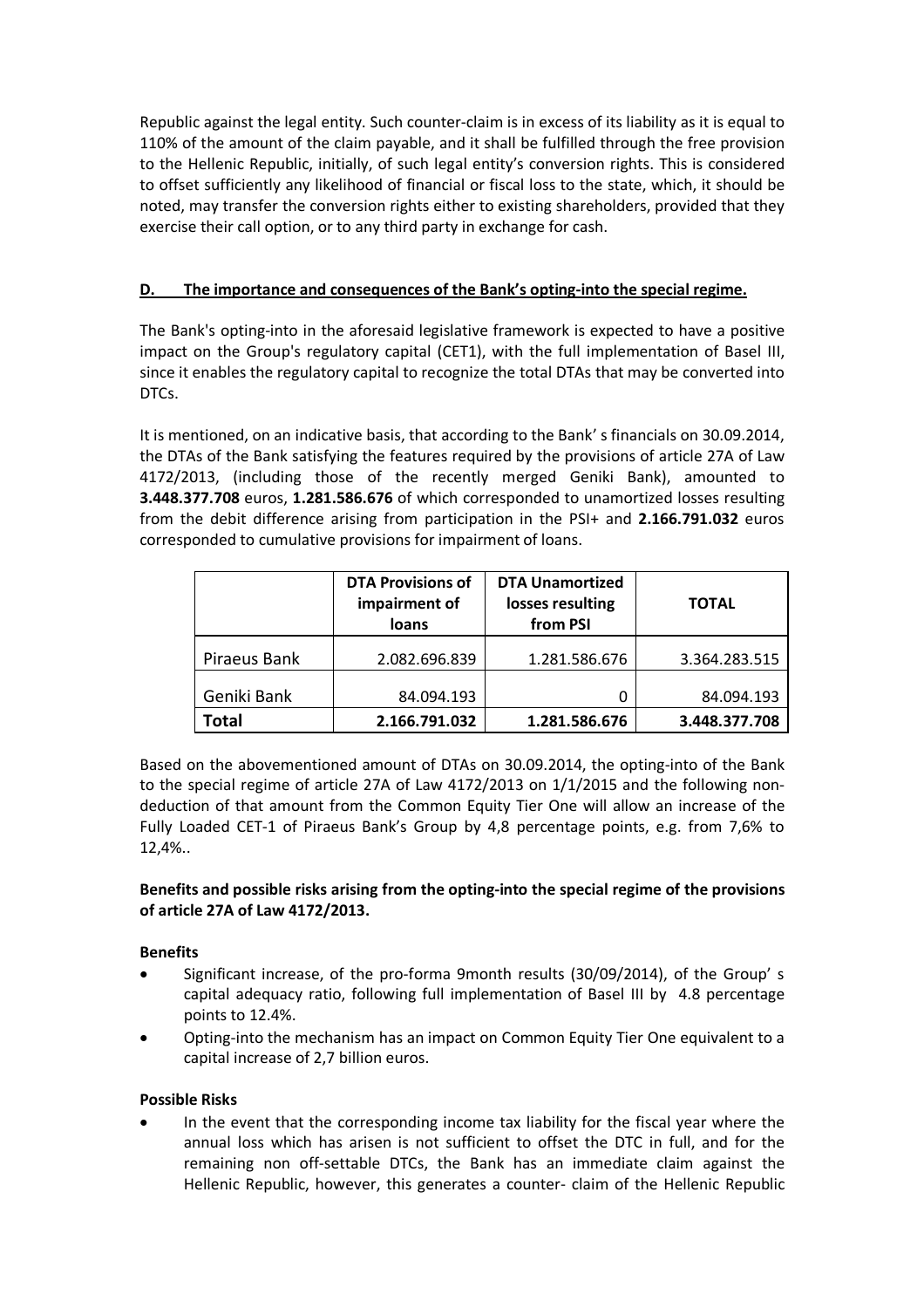Republic against the legal entity. Such counter-claim is in excess of its liability as it is equal to 110% of the amount of the claim payable, and it shall be fulfilled through the free provision to the Hellenic Republic, initially, of such legal entity's conversion rights. This is considered to offset sufficiently any likelihood of financial or fiscal loss to the state, which, it should be noted, may transfer the conversion rights either to existing shareholders, provided that they exercise their call option, or to any third party in exchange for cash.

## D. The importance and consequences of the Bank's opting-into the special regime.

The Bank's opting-into in the aforesaid legislative framework is expected to have a positive impact on the Group's regulatory capital (CET1), with the full implementation of Basel III, since it enables the regulatory capital to recognize the total DTAs that may be converted into DTCs.

It is mentioned, on an indicative basis, that according to the Bank' s financials on 30.09.2014, the DTAs of the Bank satisfying the features required by the provisions of article 27A of Law 4172/2013, (including those of the recently merged Geniki Bank), amounted to **3.448.377.708** euros, **1.281.586.676** of which corresponded to unamortized losses resulting from the debit difference arising from participation in the PSI+ and **2.166.791.032** euros corresponded to cumulative provisions for impairment of loans.

| | DTA Provisions of impairment of loans | DTA Unamortized losses resulting from PSI | TOTAL |
|---|---|---|---|
| Piraeus Bank | 2.082.696.839 | 1.281.586.676 | 3.364.283.515 |
| Geniki Bank | 84.094.193 | 0 | 84.094.193 |
| **Total** | **2.166.791.032** | **1.281.586.676** | **3.448.377.708** |

Based on the abovementioned amount of DTAs on 30.09.2014, the opting-into of the Bank to the special regime of article 27A of Law 4172/2013 on 1/1/2015 and the following non-deduction of that amount from the Common Equity Tier One will allow an increase of the Fully Loaded CET-1 of Piraeus Bank's Group by 4,8 percentage points, e.g. from 7,6% to 12,4%..

**Benefits and possible risks arising from the opting-into the special regime of the provisions of article 27A of Law 4172/2013.**

**Benefits**

- Significant increase, of the pro-forma 9month results (30/09/2014), of the Group' s capital adequacy ratio, following full implementation of Basel III by 4.8 percentage points to 12.4%.
- Opting-into the mechanism has an impact on Common Equity Tier One equivalent to a capital increase of 2,7 billion euros.

**Possible Risks**

- In the event that the corresponding income tax liability for the fiscal year where the annual loss which has arisen is not sufficient to offset the DTC in full, and for the remaining non off-settable DTCs, the Bank has an immediate claim against the Hellenic Republic, however, this generates a counter- claim of the Hellenic Republic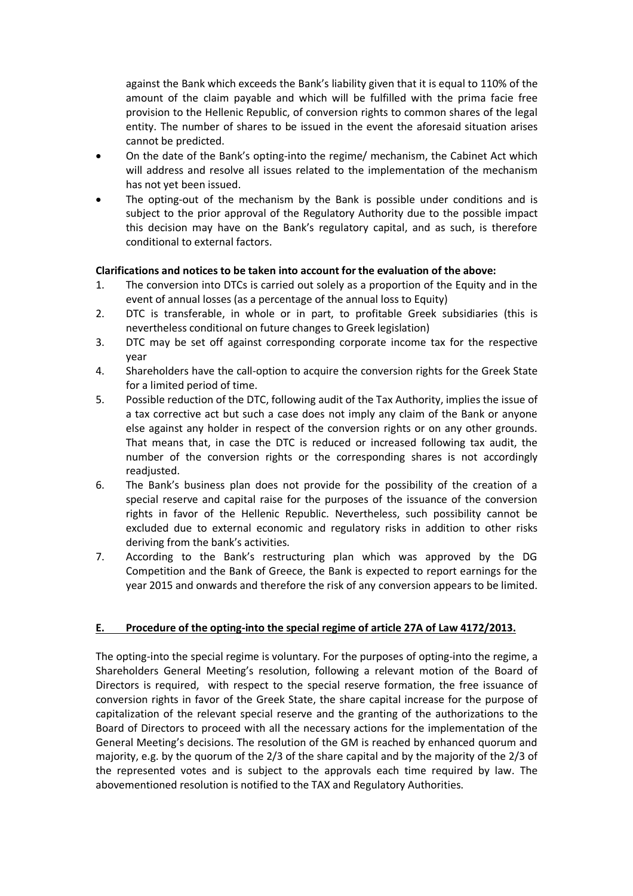against the Bank which exceeds the Bank's liability given that it is equal to 110% of the amount of the claim payable and which will be fulfilled with the prima facie free provision to the Hellenic Republic, of conversion rights to common shares of the legal entity. The number of shares to be issued in the event the aforesaid situation arises cannot be predicted.

- On the date of the Bank's opting-into the regime/ mechanism, the Cabinet Act which will address and resolve all issues related to the implementation of the mechanism has not yet been issued.
- The opting-out of the mechanism by the Bank is possible under conditions and is subject to the prior approval of the Regulatory Authority due to the possible impact this decision may have on the Bank's regulatory capital, and as such, is therefore conditional to external factors.

**Clarifications and notices to be taken into account for the evaluation of the above:**

1. The conversion into DTCs is carried out solely as a proportion of the Equity and in the event of annual losses (as a percentage of the annual loss to Equity)
2. DTC is transferable, in whole or in part, to profitable Greek subsidiaries (this is nevertheless conditional on future changes to Greek legislation)
3. DTC may be set off against corresponding corporate income tax for the respective year
4. Shareholders have the call-option to acquire the conversion rights for the Greek State for a limited period of time.
5. Possible reduction of the DTC, following audit of the Tax Authority, implies the issue of a tax corrective act but such a case does not imply any claim of the Bank or anyone else against any holder in respect of the conversion rights or on any other grounds. That means that, in case the DTC is reduced or increased following tax audit, the number of the conversion rights or the corresponding shares is not accordingly readjusted.
6. The Bank's business plan does not provide for the possibility of the creation of a special reserve and capital raise for the purposes of the issuance of the conversion rights in favor of the Hellenic Republic. Nevertheless, such possibility cannot be excluded due to external economic and regulatory risks in addition to other risks deriving from the bank's activities.
7. According to the Bank's restructuring plan which was approved by the DG Competition and the Bank of Greece, the Bank is expected to report earnings for the year 2015 and onwards and therefore the risk of any conversion appears to be limited.

## E. Procedure of the opting-into the special regime of article 27A of Law 4172/2013.

The opting-into the special regime is voluntary. For the purposes of opting-into the regime, a Shareholders General Meeting's resolution, following a relevant motion of the Board of Directors is required, with respect to the special reserve formation, the free issuance of conversion rights in favor of the Greek State, the share capital increase for the purpose of capitalization of the relevant special reserve and the granting of the authorizations to the Board of Directors to proceed with all the necessary actions for the implementation of the General Meeting's decisions. The resolution of the GM is reached by enhanced quorum and majority, e.g. by the quorum of the 2/3 of the share capital and by the majority of the 2/3 of the represented votes and is subject to the approvals each time required by law. The abovementioned resolution is notified to the TAX and Regulatory Authorities.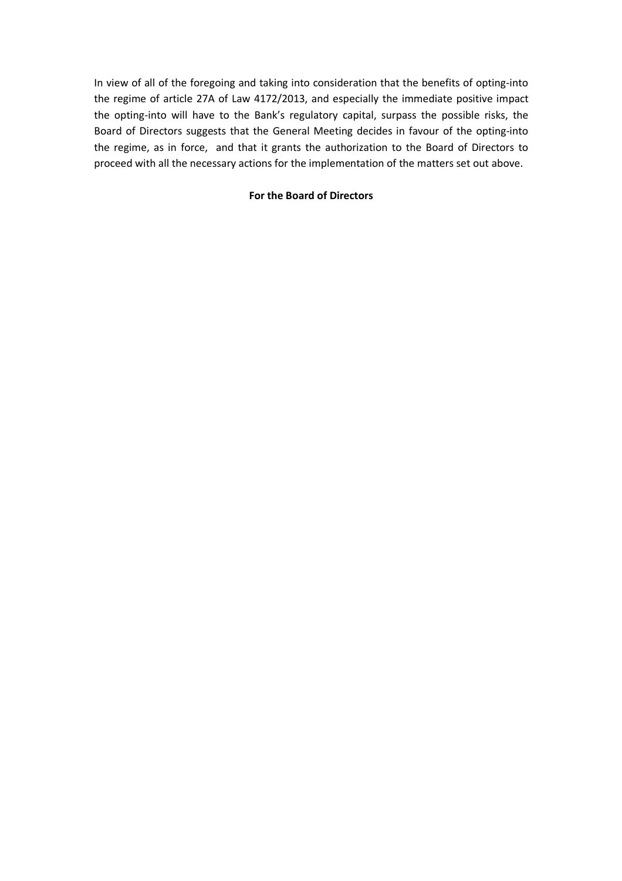In view of all of the foregoing and taking into consideration that the benefits of opting-into the regime of article 27A of Law 4172/2013, and especially the immediate positive impact the opting-into will have to the Bank's regulatory capital, surpass the possible risks, the Board of Directors suggests that the General Meeting decides in favour of the opting-into the regime, as in force, and that it grants the authorization to the Board of Directors to proceed with all the necessary actions for the implementation of the matters set out above.

**For the Board of Directors**